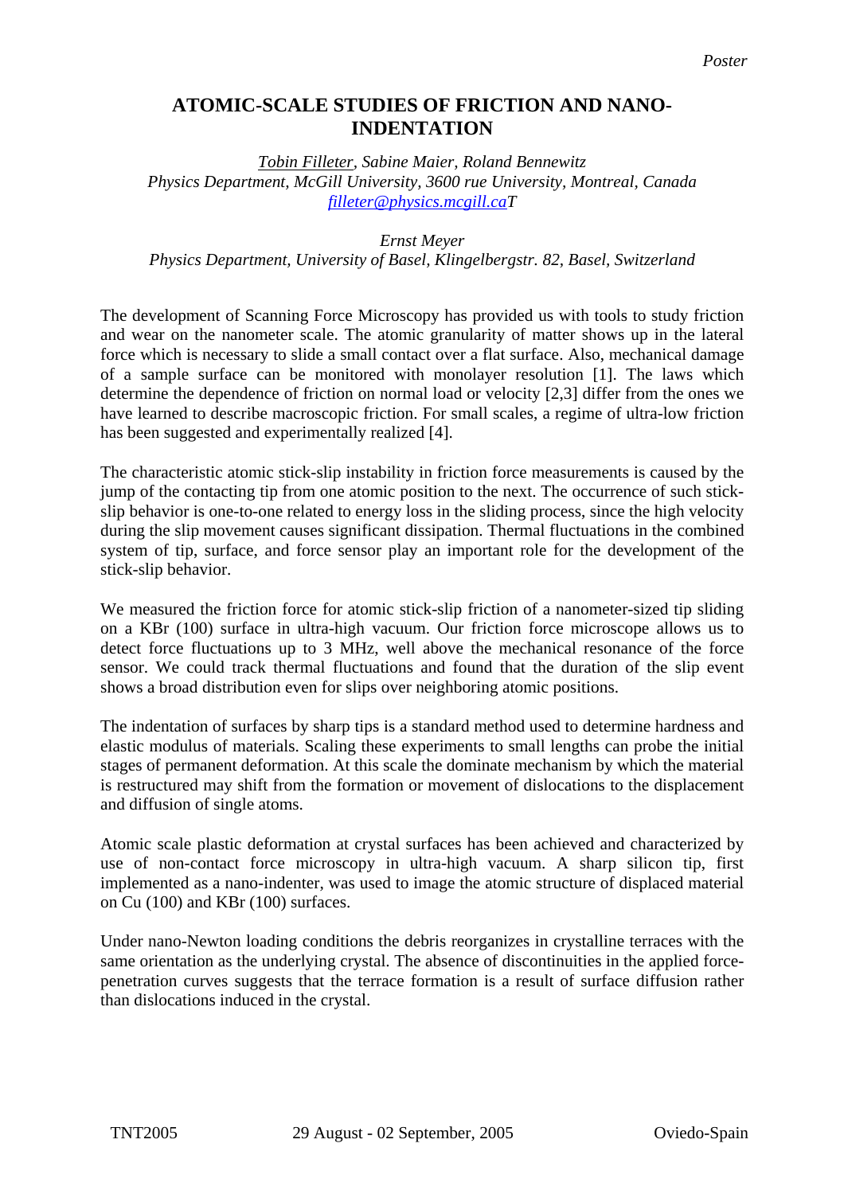*Poster*

# ATOMIC-SCALE STUDIES OF FRICTION AND NANO-INDENTATION

*<u>Tobin Filleter</u>, Sabine Maier, Roland Bennewitz*
*Physics Department, McGill University, 3600 rue University, Montreal, Canada*
*filleter@physics.mcgill.caT*

*Ernst Meyer*
*Physics Department, University of Basel, Klingelbergstr. 82, Basel, Switzerland*

The development of Scanning Force Microscopy has provided us with tools to study friction and wear on the nanometer scale. The atomic granularity of matter shows up in the lateral force which is necessary to slide a small contact over a flat surface. Also, mechanical damage of a sample surface can be monitored with monolayer resolution [1]. The laws which determine the dependence of friction on normal load or velocity [2,3] differ from the ones we have learned to describe macroscopic friction. For small scales, a regime of ultra-low friction has been suggested and experimentally realized [4].

The characteristic atomic stick-slip instability in friction force measurements is caused by the jump of the contacting tip from one atomic position to the next. The occurrence of such stick-slip behavior is one-to-one related to energy loss in the sliding process, since the high velocity during the slip movement causes significant dissipation. Thermal fluctuations in the combined system of tip, surface, and force sensor play an important role for the development of the stick-slip behavior.

We measured the friction force for atomic stick-slip friction of a nanometer-sized tip sliding on a KBr (100) surface in ultra-high vacuum. Our friction force microscope allows us to detect force fluctuations up to 3 MHz, well above the mechanical resonance of the force sensor. We could track thermal fluctuations and found that the duration of the slip event shows a broad distribution even for slips over neighboring atomic positions.

The indentation of surfaces by sharp tips is a standard method used to determine hardness and elastic modulus of materials. Scaling these experiments to small lengths can probe the initial stages of permanent deformation. At this scale the dominate mechanism by which the material is restructured may shift from the formation or movement of dislocations to the displacement and diffusion of single atoms.

Atomic scale plastic deformation at crystal surfaces has been achieved and characterized by use of non-contact force microscopy in ultra-high vacuum. A sharp silicon tip, first implemented as a nano-indenter, was used to image the atomic structure of displaced material on Cu (100) and KBr (100) surfaces.

Under nano-Newton loading conditions the debris reorganizes in crystalline terraces with the same orientation as the underlying crystal. The absence of discontinuities in the applied force-penetration curves suggests that the terrace formation is a result of surface diffusion rather than dislocations induced in the crystal.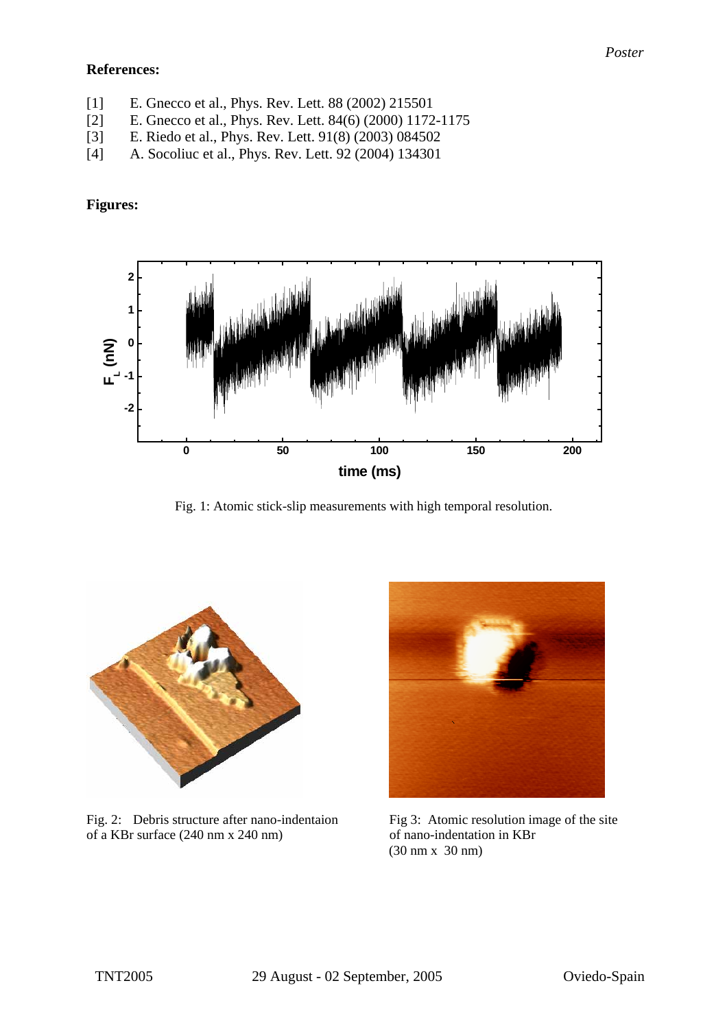**References:**

[1] E. Gnecco et al., Phys. Rev. Lett. 88 (2002) 215501
[2] E. Gnecco et al., Phys. Rev. Lett. 84(6) (2000) 1172-1175
[3] E. Riedo et al., Phys. Rev. Lett. 91(8) (2003) 084502
[4] A. Socoliuc et al., Phys. Rev. Lett. 92 (2004) 134301

**Figures:**

$F_L$ (nN)
2
1
0
-1
-2
0
50
100
150
200
time (ms)

Fig. 1: Atomic stick-slip measurements with high temporal resolution.

Fig. 2: Debris structure after nano-indentaion of a KBr surface (240 nm x 240 nm)

Fig 3: Atomic resolution image of the site of nano-indentation in KBr (30 nm x 30 nm)